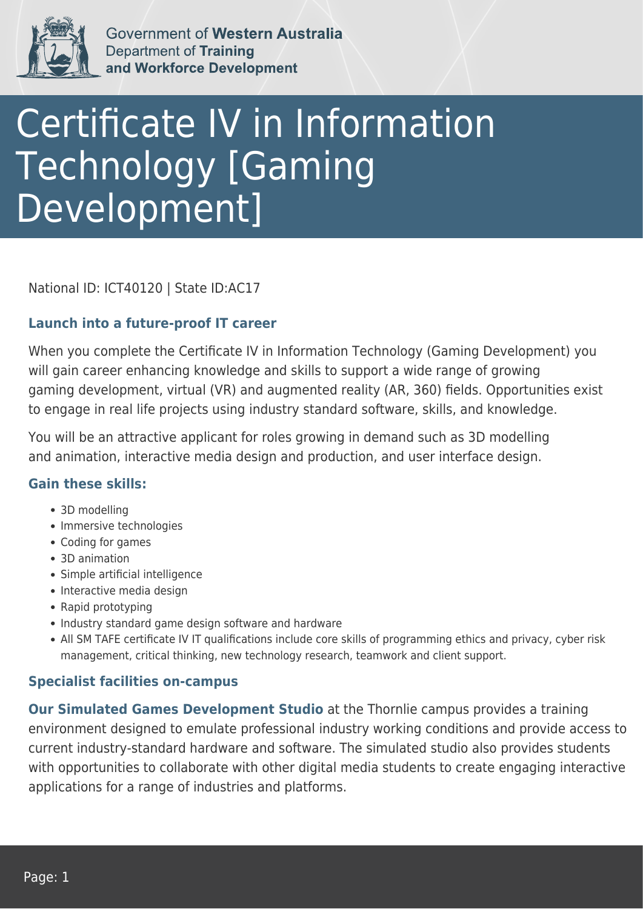Government of **Western Australia**
Department of **Training and Workforce Development**

# Certificate IV in Information Technology [Gaming Development]

National ID: ICT40120 | State ID:AC17

### Launch into a future-proof IT career

When you complete the Certificate IV in Information Technology (Gaming Development) you will gain career enhancing knowledge and skills to support a wide range of growing gaming development, virtual (VR) and augmented reality (AR, 360) fields. Opportunities exist to engage in real life projects using industry standard software, skills, and knowledge.

You will be an attractive applicant for roles growing in demand such as 3D modelling and animation, interactive media design and production, and user interface design.

### Gain these skills:

- 3D modelling
- Immersive technologies
- Coding for games
- 3D animation
- Simple artificial intelligence
- Interactive media design
- Rapid prototyping
- Industry standard game design software and hardware
- All SM TAFE certificate IV IT qualifications include core skills of programming ethics and privacy, cyber risk management, critical thinking, new technology research, teamwork and client support.

### Specialist facilities on-campus

**Our Simulated Games Development Studio** at the Thornlie campus provides a training environment designed to emulate professional industry working conditions and provide access to current industry-standard hardware and software. The simulated studio also provides students with opportunities to collaborate with other digital media students to create engaging interactive applications for a range of industries and platforms.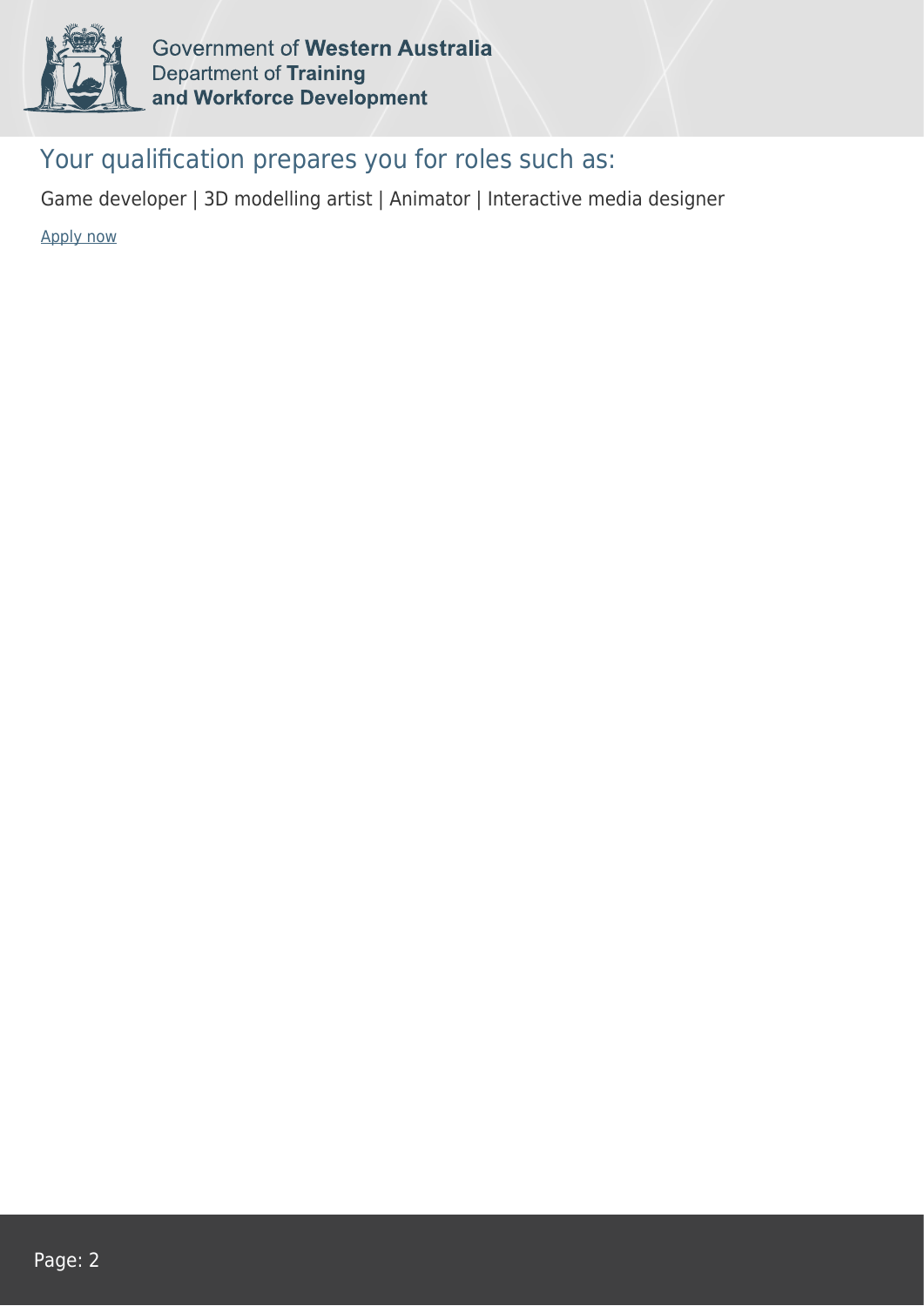## Your qualification prepares you for roles such as:

Game developer | 3D modelling artist | Animator | Interactive media designer

Apply now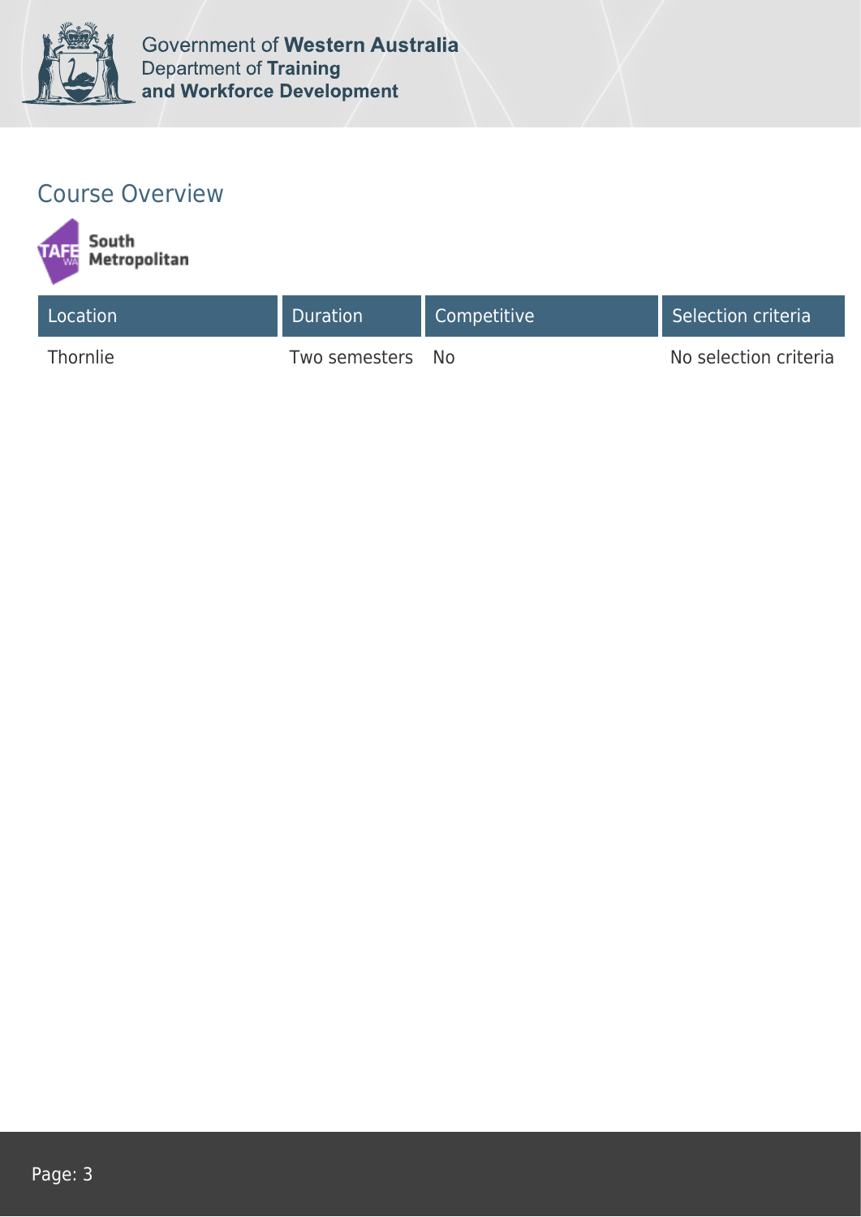## Course Overview

South Metropolitan

| Location | Duration | Competitive | Selection criteria |
| --- | --- | --- | --- |
| Thornlie | Two semesters | No | No selection criteria |